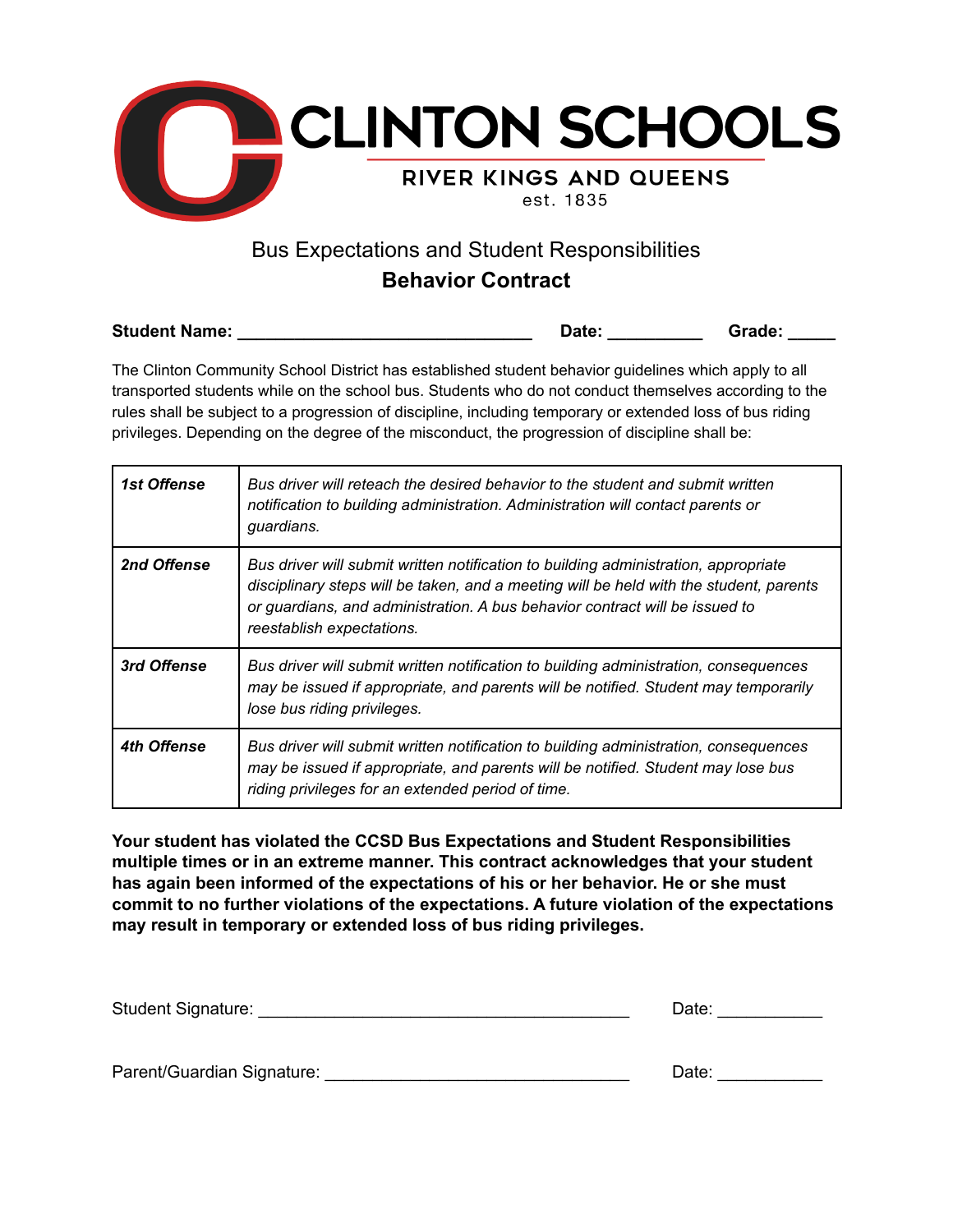# CLINTON SCHOOLS

RIVER KINGS AND QUEENS

est. 1835

## Bus Expectations and Student Responsibilities

## Behavior Contract

**Student Name: _______________________________ Date: __________ Grade: _____**

The Clinton Community School District has established student behavior guidelines which apply to all transported students while on the school bus. Students who do not conduct themselves according to the rules shall be subject to a progression of discipline, including temporary or extended loss of bus riding privileges. Depending on the degree of the misconduct, the progression of discipline shall be:

| | |
|---|---|
| ***1st Offense*** | *Bus driver will reteach the desired behavior to the student and submit written notification to building administration. Administration will contact parents or guardians.* |
| ***2nd Offense*** | *Bus driver will submit written notification to building administration, appropriate disciplinary steps will be taken, and a meeting will be held with the student, parents or guardians, and administration. A bus behavior contract will be issued to reestablish expectations.* |
| ***3rd Offense*** | *Bus driver will submit written notification to building administration, consequences may be issued if appropriate, and parents will be notified. Student may temporarily lose bus riding privileges.* |
| ***4th Offense*** | *Bus driver will submit written notification to building administration, consequences may be issued if appropriate, and parents will be notified. Student may lose bus riding privileges for an extended period of time.* |

**Your student has violated the CCSD Bus Expectations and Student Responsibilities multiple times or in an extreme manner. This contract acknowledges that your student has again been informed of the expectations of his or her behavior. He or she must commit to no further violations of the expectations. A future violation of the expectations may result in temporary or extended loss of bus riding privileges.**

Student Signature: _______________________________________ Date: ___________

Parent/Guardian Signature: _________________________________ Date: ___________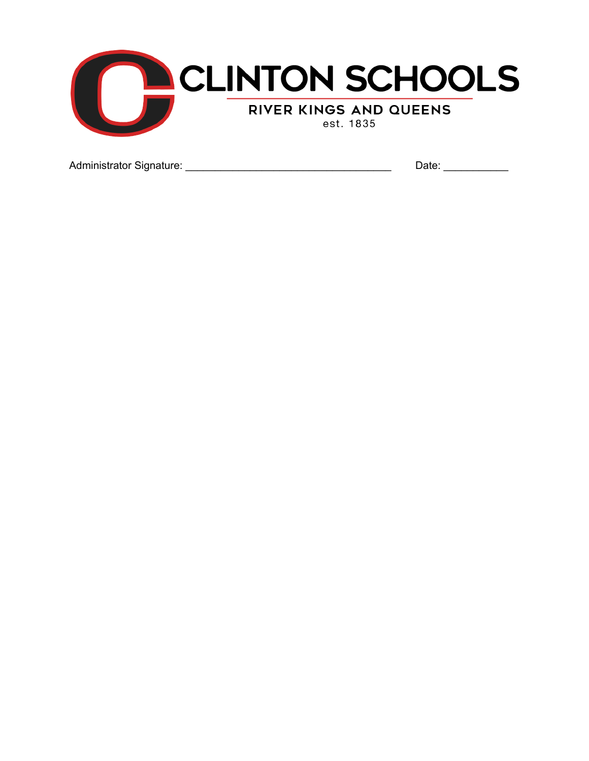# CLINTON SCHOOLS

RIVER KINGS AND QUEENS

est. 1835

Administrator Signature: ___________________________________ Date: ___________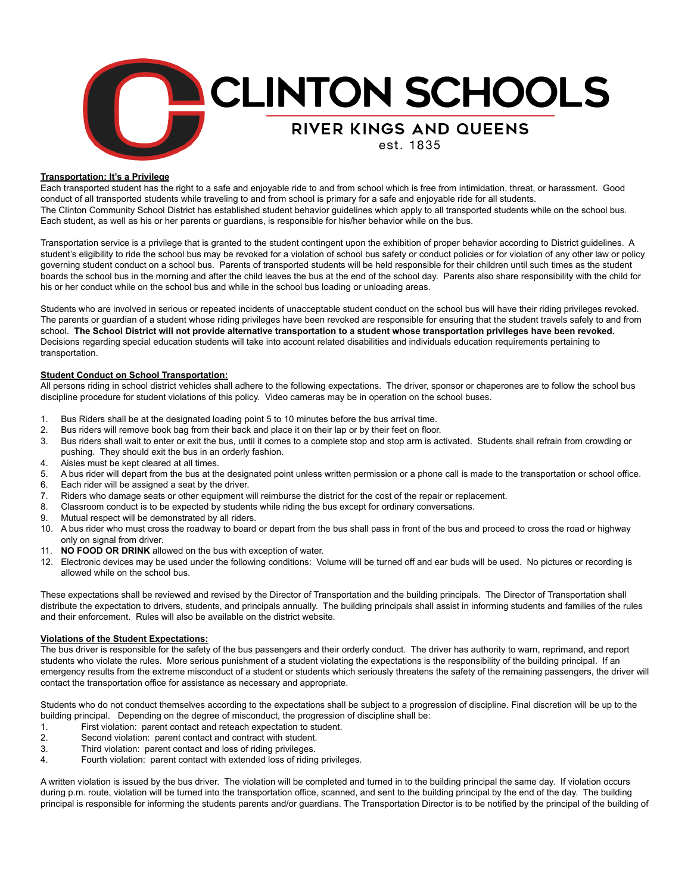**Transportation: It's a Privilege**

Each transported student has the right to a safe and enjoyable ride to and from school which is free from intimidation, threat, or harassment. Good conduct of all transported students while traveling to and from school is primary for a safe and enjoyable ride for all students.
The Clinton Community School District has established student behavior guidelines which apply to all transported students while on the school bus. Each student, as well as his or her parents or guardians, is responsible for his/her behavior while on the bus.

Transportation service is a privilege that is granted to the student contingent upon the exhibition of proper behavior according to District guidelines. A student's eligibility to ride the school bus may be revoked for a violation of school bus safety or conduct policies or for violation of any other law or policy governing student conduct on a school bus. Parents of transported students will be held responsible for their children until such times as the student boards the school bus in the morning and after the child leaves the bus at the end of the school day. Parents also share responsibility with the child for his or her conduct while on the school bus and while in the school bus loading or unloading areas.

Students who are involved in serious or repeated incidents of unacceptable student conduct on the school bus will have their riding privileges revoked. The parents or guardian of a student whose riding privileges have been revoked are responsible for ensuring that the student travels safely to and from school. **The School District will not provide alternative transportation to a student whose transportation privileges have been revoked.** Decisions regarding special education students will take into account related disabilities and individuals education requirements pertaining to transportation.

**Student Conduct on School Transportation:**

All persons riding in school district vehicles shall adhere to the following expectations. The driver, sponsor or chaperones are to follow the school bus discipline procedure for student violations of this policy. Video cameras may be in operation on the school buses.

1. Bus Riders shall be at the designated loading point 5 to 10 minutes before the bus arrival time.
2. Bus riders will remove book bag from their back and place it on their lap or by their feet on floor.
3. Bus riders shall wait to enter or exit the bus, until it comes to a complete stop and stop arm is activated. Students shall refrain from crowding or pushing. They should exit the bus in an orderly fashion.
4. Aisles must be kept cleared at all times.
5. A bus rider will depart from the bus at the designated point unless written permission or a phone call is made to the transportation or school office.
6. Each rider will be assigned a seat by the driver.
7. Riders who damage seats or other equipment will reimburse the district for the cost of the repair or replacement.
8. Classroom conduct is to be expected by students while riding the bus except for ordinary conversations.
9. Mutual respect will be demonstrated by all riders.
10. A bus rider who must cross the roadway to board or depart from the bus shall pass in front of the bus and proceed to cross the road or highway only on signal from driver.
11. **NO FOOD OR DRINK** allowed on the bus with exception of water.
12. Electronic devices may be used under the following conditions: Volume will be turned off and ear buds will be used. No pictures or recording is allowed while on the school bus.

These expectations shall be reviewed and revised by the Director of Transportation and the building principals. The Director of Transportation shall distribute the expectation to drivers, students, and principals annually. The building principals shall assist in informing students and families of the rules and their enforcement. Rules will also be available on the district website.

**Violations of the Student Expectations:**

The bus driver is responsible for the safety of the bus passengers and their orderly conduct. The driver has authority to warn, reprimand, and report students who violate the rules. More serious punishment of a student violating the expectations is the responsibility of the building principal. If an emergency results from the extreme misconduct of a student or students which seriously threatens the safety of the remaining passengers, the driver will contact the transportation office for assistance as necessary and appropriate.

Students who do not conduct themselves according to the expectations shall be subject to a progression of discipline. Final discretion will be up to the building principal. Depending on the degree of misconduct, the progression of discipline shall be:

1. First violation: parent contact and reteach expectation to student.
2. Second violation: parent contact and contract with student.
3. Third violation: parent contact and loss of riding privileges.
4. Fourth violation: parent contact with extended loss of riding privileges.

A written violation is issued by the bus driver. The violation will be completed and turned in to the building principal the same day. If violation occurs during p.m. route, violation will be turned into the transportation office, scanned, and sent to the building principal by the end of the day. The building principal is responsible for informing the students parents and/or guardians. The Transportation Director is to be notified by the principal of the building of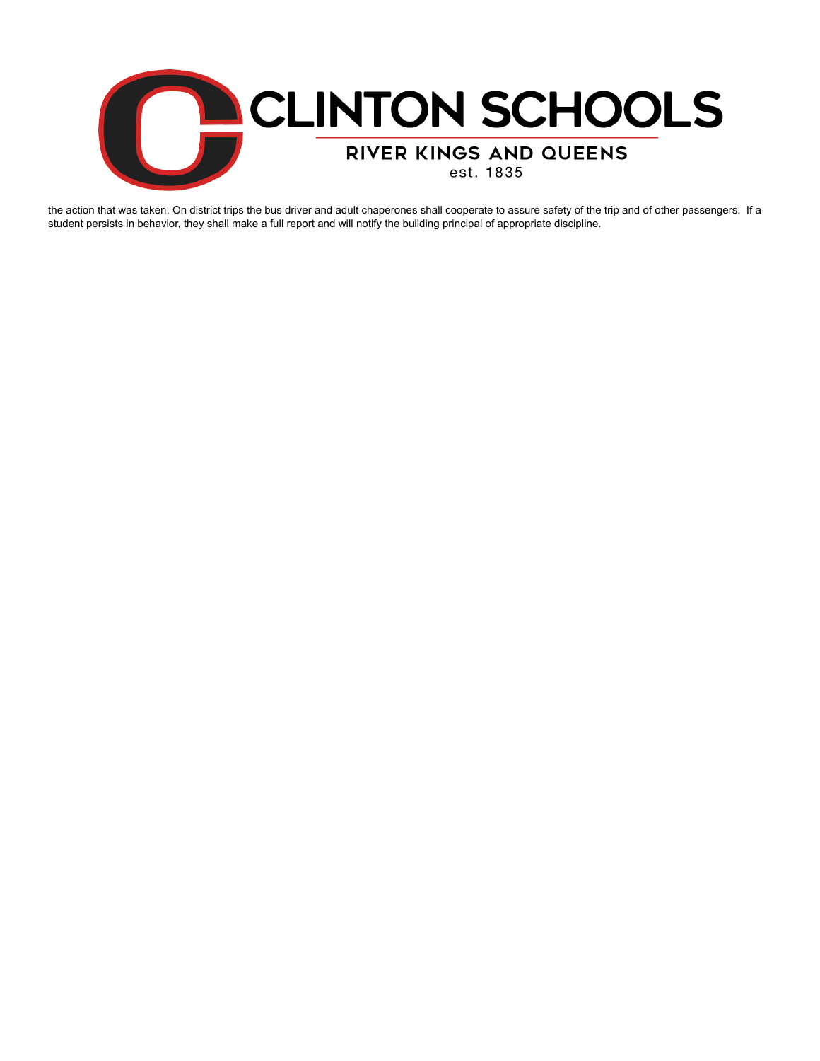the action that was taken. On district trips the bus driver and adult chaperones shall cooperate to assure safety of the trip and of other passengers. If a student persists in behavior, they shall make a full report and will notify the building principal of appropriate discipline.